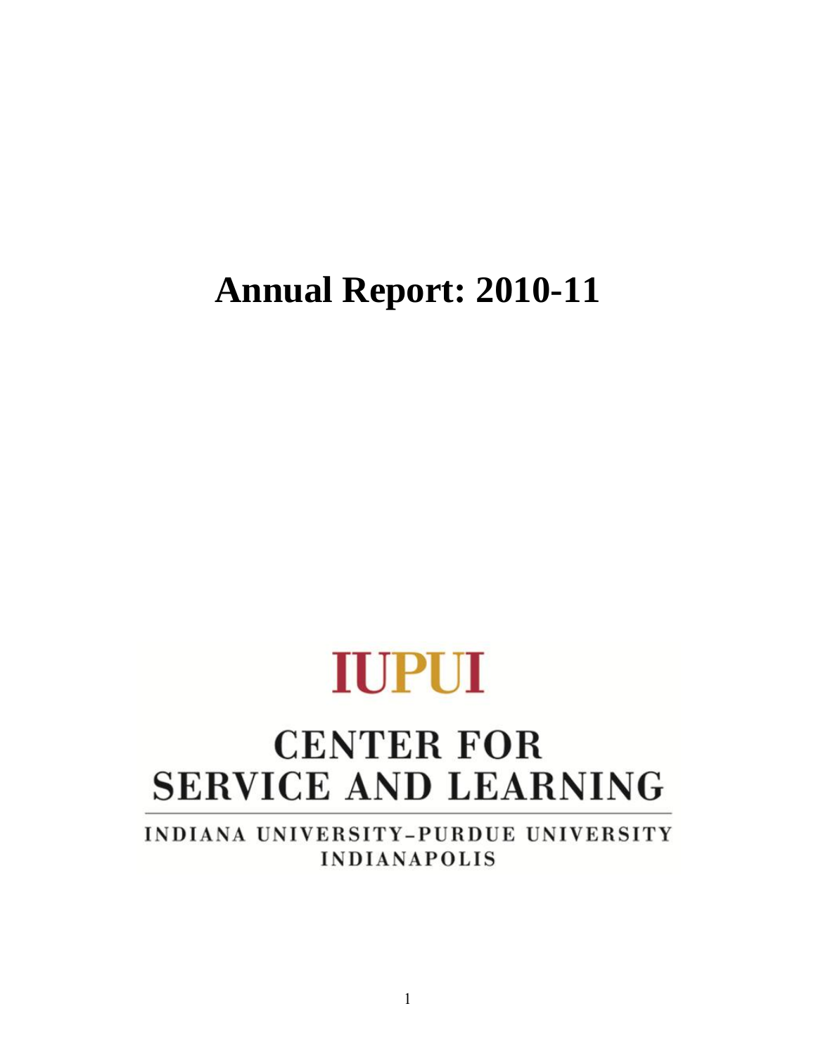# Annual Report: 2010-11

**IUPUI**

## CENTER FOR SERVICE AND LEARNING

INDIANA UNIVERSITY–PURDUE UNIVERSITY INDIANAPOLIS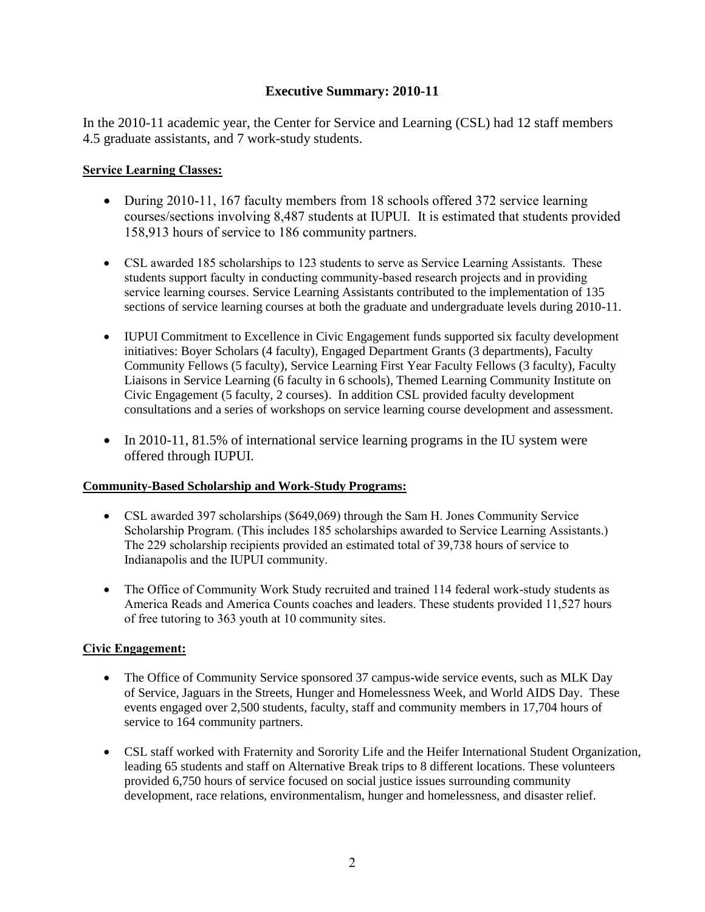# Executive Summary: 2010-11

In the 2010-11 academic year, the Center for Service and Learning (CSL) had 12 staff members 4.5 graduate assistants, and 7 work-study students.

**Service Learning Classes:**

- During 2010-11, 167 faculty members from 18 schools offered 372 service learning courses/sections involving 8,487 students at IUPUI. It is estimated that students provided 158,913 hours of service to 186 community partners.
- CSL awarded 185 scholarships to 123 students to serve as Service Learning Assistants. These students support faculty in conducting community-based research projects and in providing service learning courses. Service Learning Assistants contributed to the implementation of 135 sections of service learning courses at both the graduate and undergraduate levels during 2010-11.
- IUPUI Commitment to Excellence in Civic Engagement funds supported six faculty development initiatives: Boyer Scholars (4 faculty), Engaged Department Grants (3 departments), Faculty Community Fellows (5 faculty), Service Learning First Year Faculty Fellows (3 faculty), Faculty Liaisons in Service Learning (6 faculty in 6 schools), Themed Learning Community Institute on Civic Engagement (5 faculty, 2 courses). In addition CSL provided faculty development consultations and a series of workshops on service learning course development and assessment.
- In 2010-11, 81.5% of international service learning programs in the IU system were offered through IUPUI.

**Community-Based Scholarship and Work-Study Programs:**

- CSL awarded 397 scholarships ($649,069) through the Sam H. Jones Community Service Scholarship Program. (This includes 185 scholarships awarded to Service Learning Assistants.) The 229 scholarship recipients provided an estimated total of 39,738 hours of service to Indianapolis and the IUPUI community.
- The Office of Community Work Study recruited and trained 114 federal work-study students as America Reads and America Counts coaches and leaders. These students provided 11,527 hours of free tutoring to 363 youth at 10 community sites.

**Civic Engagement:**

- The Office of Community Service sponsored 37 campus-wide service events, such as MLK Day of Service, Jaguars in the Streets, Hunger and Homelessness Week, and World AIDS Day. These events engaged over 2,500 students, faculty, staff and community members in 17,704 hours of service to 164 community partners.
- CSL staff worked with Fraternity and Sorority Life and the Heifer International Student Organization, leading 65 students and staff on Alternative Break trips to 8 different locations. These volunteers provided 6,750 hours of service focused on social justice issues surrounding community development, race relations, environmentalism, hunger and homelessness, and disaster relief.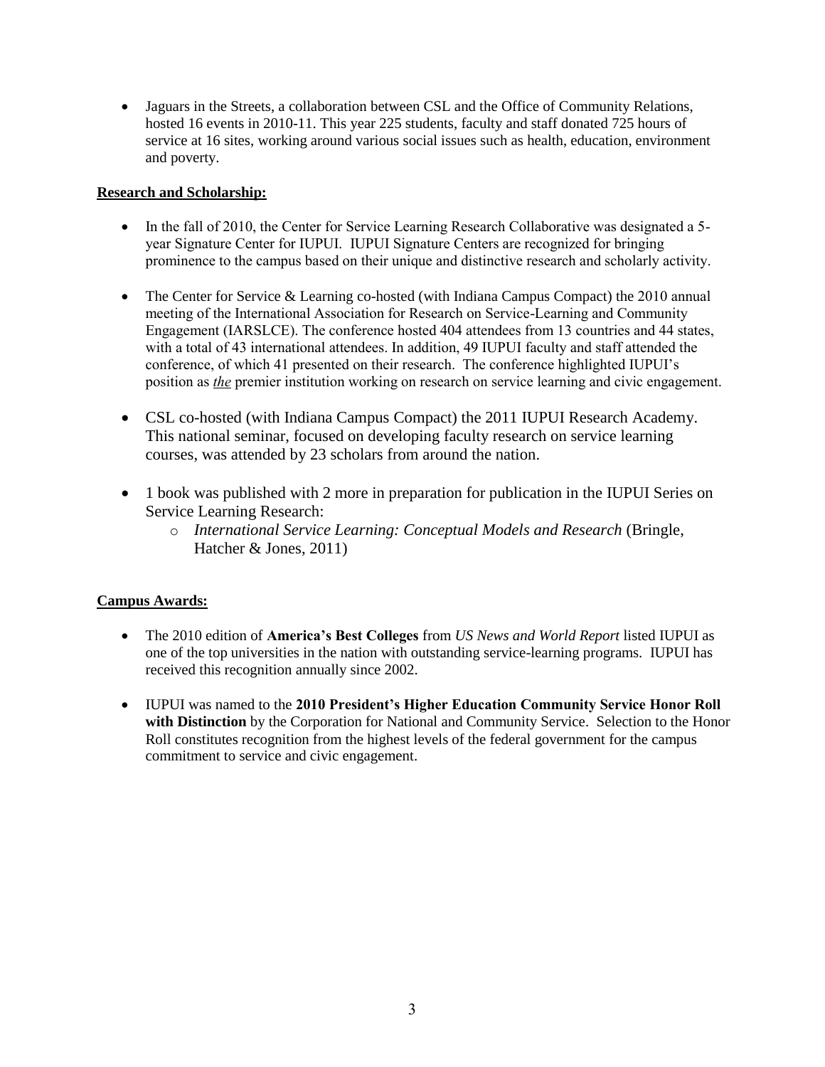- Jaguars in the Streets, a collaboration between CSL and the Office of Community Relations, hosted 16 events in 2010-11. This year 225 students, faculty and staff donated 725 hours of service at 16 sites, working around various social issues such as health, education, environment and poverty.

**Research and Scholarship:**

- In the fall of 2010, the Center for Service Learning Research Collaborative was designated a 5-year Signature Center for IUPUI. IUPUI Signature Centers are recognized for bringing prominence to the campus based on their unique and distinctive research and scholarly activity.

- The Center for Service & Learning co-hosted (with Indiana Campus Compact) the 2010 annual meeting of the International Association for Research on Service-Learning and Community Engagement (IARSLCE). The conference hosted 404 attendees from 13 countries and 44 states, with a total of 43 international attendees. In addition, 49 IUPUI faculty and staff attended the conference, of which 41 presented on their research. The conference highlighted IUPUI's position as ***the*** premier institution working on research on service learning and civic engagement.

- CSL co-hosted (with Indiana Campus Compact) the 2011 IUPUI Research Academy. This national seminar, focused on developing faculty research on service learning courses, was attended by 23 scholars from around the nation.

- 1 book was published with 2 more in preparation for publication in the IUPUI Series on Service Learning Research:
  - *International Service Learning: Conceptual Models and Research* (Bringle, Hatcher & Jones, 2011)

**Campus Awards:**

- The 2010 edition of **America's Best Colleges** from *US News and World Report* listed IUPUI as one of the top universities in the nation with outstanding service-learning programs. IUPUI has received this recognition annually since 2002.

- IUPUI was named to the **2010 President's Higher Education Community Service Honor Roll with Distinction** by the Corporation for National and Community Service. Selection to the Honor Roll constitutes recognition from the highest levels of the federal government for the campus commitment to service and civic engagement.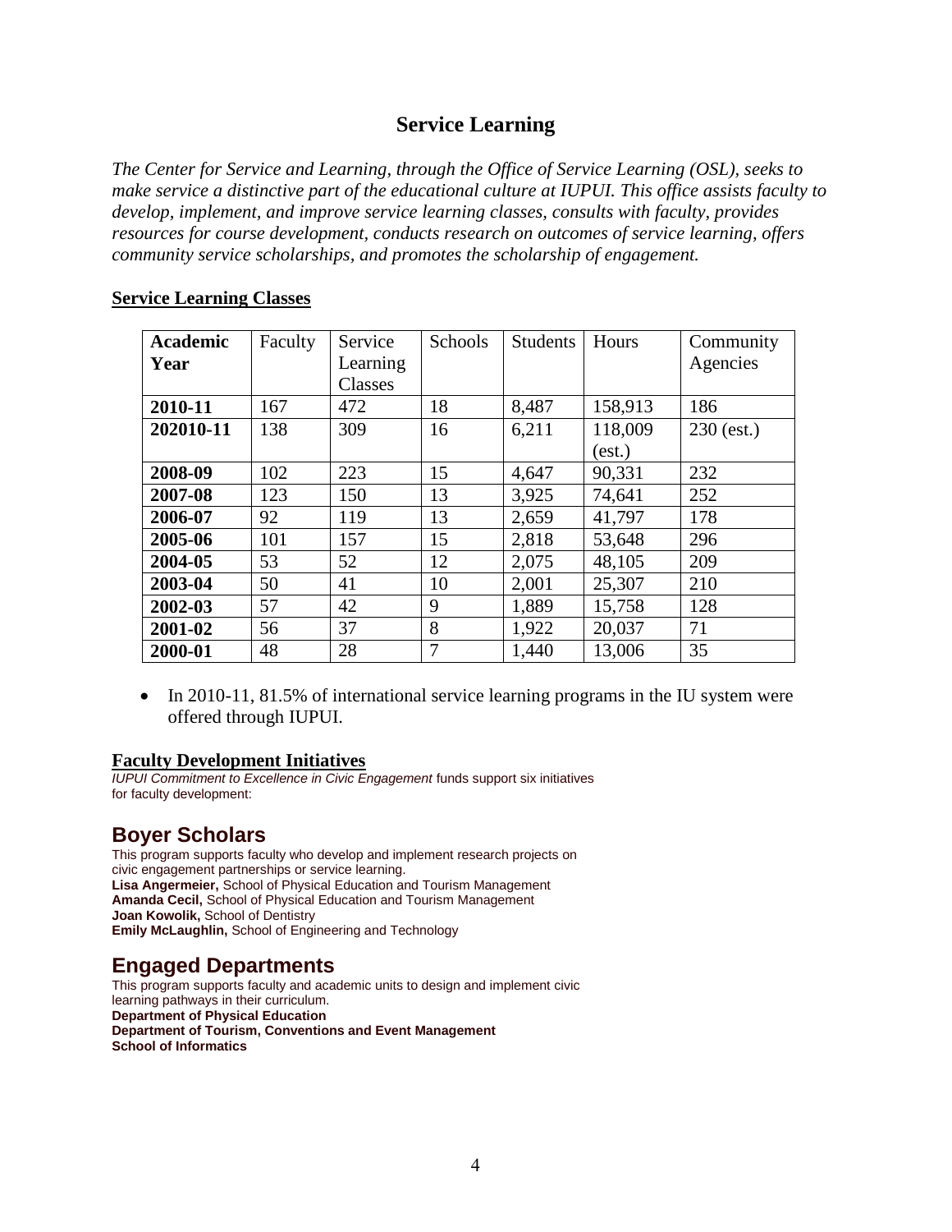## Service Learning

*The Center for Service and Learning, through the Office of Service Learning (OSL), seeks to make service a distinctive part of the educational culture at IUPUI. This office assists faculty to develop, implement, and improve service learning classes, consults with faculty, provides resources for course development, conducts research on outcomes of service learning, offers community service scholarships, and promotes the scholarship of engagement.*

### Service Learning Classes

| Academic Year | Faculty | Service Learning Classes | Schools | Students | Hours | Community Agencies |
|---|---|---|---|---|---|---|
| **2010-11** | 167 | 472 | 18 | 8,487 | 158,913 | 186 |
| **202010-11** | 138 | 309 | 16 | 6,211 | 118,009 (est.) | 230 (est.) |
| **2008-09** | 102 | 223 | 15 | 4,647 | 90,331 | 232 |
| **2007-08** | 123 | 150 | 13 | 3,925 | 74,641 | 252 |
| **2006-07** | 92 | 119 | 13 | 2,659 | 41,797 | 178 |
| **2005-06** | 101 | 157 | 15 | 2,818 | 53,648 | 296 |
| **2004-05** | 53 | 52 | 12 | 2,075 | 48,105 | 209 |
| **2003-04** | 50 | 41 | 10 | 2,001 | 25,307 | 210 |
| **2002-03** | 57 | 42 | 9 | 1,889 | 15,758 | 128 |
| **2001-02** | 56 | 37 | 8 | 1,922 | 20,037 | 71 |
| **2000-01** | 48 | 28 | 7 | 1,440 | 13,006 | 35 |

- In 2010-11, 81.5% of international service learning programs in the IU system were offered through IUPUI.

### Faculty Development Initiatives

*IUPUI Commitment to Excellence in Civic Engagement* funds support six initiatives for faculty development:

## Boyer Scholars

This program supports faculty who develop and implement research projects on civic engagement partnerships or service learning.
**Lisa Angermeier,** School of Physical Education and Tourism Management
**Amanda Cecil,** School of Physical Education and Tourism Management
**Joan Kowolik,** School of Dentistry
**Emily McLaughlin,** School of Engineering and Technology

## Engaged Departments

This program supports faculty and academic units to design and implement civic learning pathways in their curriculum.
**Department of Physical Education**
**Department of Tourism, Conventions and Event Management**
**School of Informatics**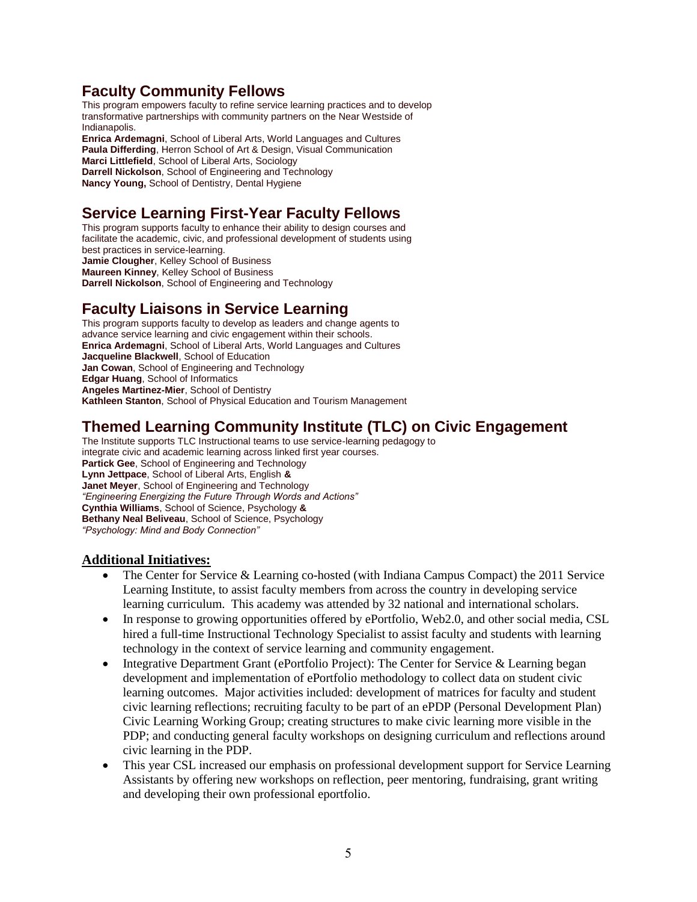## Faculty Community Fellows

This program empowers faculty to refine service learning practices and to develop transformative partnerships with community partners on the Near Westside of Indianapolis.

**Enrica Ardemagni**, School of Liberal Arts, World Languages and Cultures
**Paula Differding**, Herron School of Art & Design, Visual Communication
**Marci Littlefield**, School of Liberal Arts, Sociology
**Darrell Nickolson**, School of Engineering and Technology
**Nancy Young,** School of Dentistry, Dental Hygiene

## Service Learning First-Year Faculty Fellows

This program supports faculty to enhance their ability to design courses and facilitate the academic, civic, and professional development of students using best practices in service-learning.

**Jamie Clougher**, Kelley School of Business
**Maureen Kinney**, Kelley School of Business
**Darrell Nickolson**, School of Engineering and Technology

## Faculty Liaisons in Service Learning

This program supports faculty to develop as leaders and change agents to advance service learning and civic engagement within their schools.

**Enrica Ardemagni**, School of Liberal Arts, World Languages and Cultures
**Jacqueline Blackwell**, School of Education
**Jan Cowan**, School of Engineering and Technology
**Edgar Huang**, School of Informatics
**Angeles Martinez-Mier**, School of Dentistry
**Kathleen Stanton**, School of Physical Education and Tourism Management

## Themed Learning Community Institute (TLC) on Civic Engagement

The Institute supports TLC Instructional teams to use service-learning pedagogy to integrate civic and academic learning across linked first year courses.

**Partick Gee**, School of Engineering and Technology
**Lynn Jettpace**, School of Liberal Arts, English **&**
**Janet Meyer**, School of Engineering and Technology
*"Engineering Energizing the Future Through Words and Actions"*
**Cynthia Williams**, School of Science, Psychology **&**
**Bethany Neal Beliveau**, School of Science, Psychology
*"Psychology: Mind and Body Connection"*

**Additional Initiatives:**

- The Center for Service & Learning co-hosted (with Indiana Campus Compact) the 2011 Service Learning Institute, to assist faculty members from across the country in developing service learning curriculum. This academy was attended by 32 national and international scholars.
- In response to growing opportunities offered by ePortfolio, Web2.0, and other social media, CSL hired a full-time Instructional Technology Specialist to assist faculty and students with learning technology in the context of service learning and community engagement.
- Integrative Department Grant (ePortfolio Project): The Center for Service & Learning began development and implementation of ePortfolio methodology to collect data on student civic learning outcomes. Major activities included: development of matrices for faculty and student civic learning reflections; recruiting faculty to be part of an ePDP (Personal Development Plan) Civic Learning Working Group; creating structures to make civic learning more visible in the PDP; and conducting general faculty workshops on designing curriculum and reflections around civic learning in the PDP.
- This year CSL increased our emphasis on professional development support for Service Learning Assistants by offering new workshops on reflection, peer mentoring, fundraising, grant writing and developing their own professional eportfolio.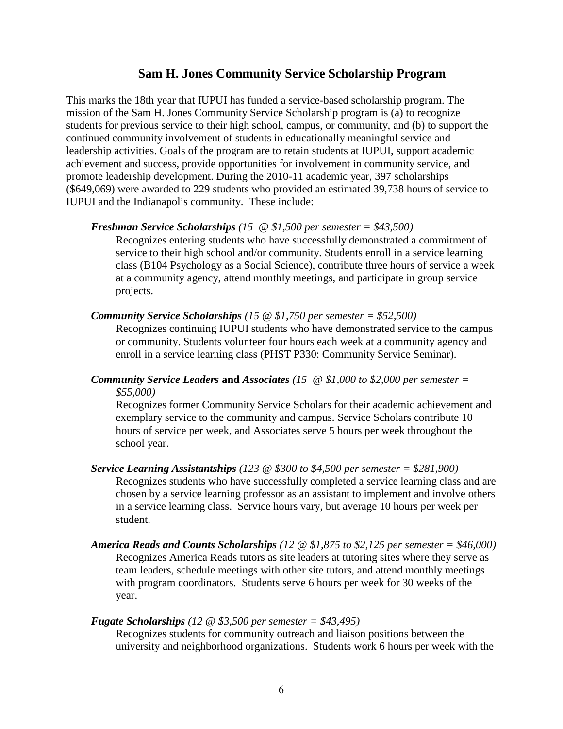## Sam H. Jones Community Service Scholarship Program

This marks the 18th year that IUPUI has funded a service-based scholarship program. The mission of the Sam H. Jones Community Service Scholarship program is (a) to recognize students for previous service to their high school, campus, or community, and (b) to support the continued community involvement of students in educationally meaningful service and leadership activities. Goals of the program are to retain students at IUPUI, support academic achievement and success, provide opportunities for involvement in community service, and promote leadership development. During the 2010-11 academic year, 397 scholarships ($649,069) were awarded to 229 students who provided an estimated 39,738 hours of service to IUPUI and the Indianapolis community. These include:

***Freshman Service Scholarships*** *(15 @ $1,500 per semester = $43,500)*
Recognizes entering students who have successfully demonstrated a commitment of service to their high school and/or community. Students enroll in a service learning class (B104 Psychology as a Social Science), contribute three hours of service a week at a community agency, attend monthly meetings, and participate in group service projects.

***Community Service Scholarships*** *(15 @ $1,750 per semester = $52,500)*
Recognizes continuing IUPUI students who have demonstrated service to the campus or community. Students volunteer four hours each week at a community agency and enroll in a service learning class (PHST P330: Community Service Seminar).

***Community Service Leaders*** **and** ***Associates*** *(15 @ $1,000 to $2,000 per semester = $55,000)*
Recognizes former Community Service Scholars for their academic achievement and exemplary service to the community and campus. Service Scholars contribute 10 hours of service per week, and Associates serve 5 hours per week throughout the school year.

***Service Learning Assistantships*** *(123 @ $300 to $4,500 per semester = $281,900)*
Recognizes students who have successfully completed a service learning class and are chosen by a service learning professor as an assistant to implement and involve others in a service learning class. Service hours vary, but average 10 hours per week per student.

***America Reads and Counts Scholarships*** *(12 @ $1,875 to $2,125 per semester = $46,000)*
Recognizes America Reads tutors as site leaders at tutoring sites where they serve as team leaders, schedule meetings with other site tutors, and attend monthly meetings with program coordinators. Students serve 6 hours per week for 30 weeks of the year.

***Fugate Scholarships*** *(12 @ $3,500 per semester = $43,495)*
Recognizes students for community outreach and liaison positions between the university and neighborhood organizations. Students work 6 hours per week with the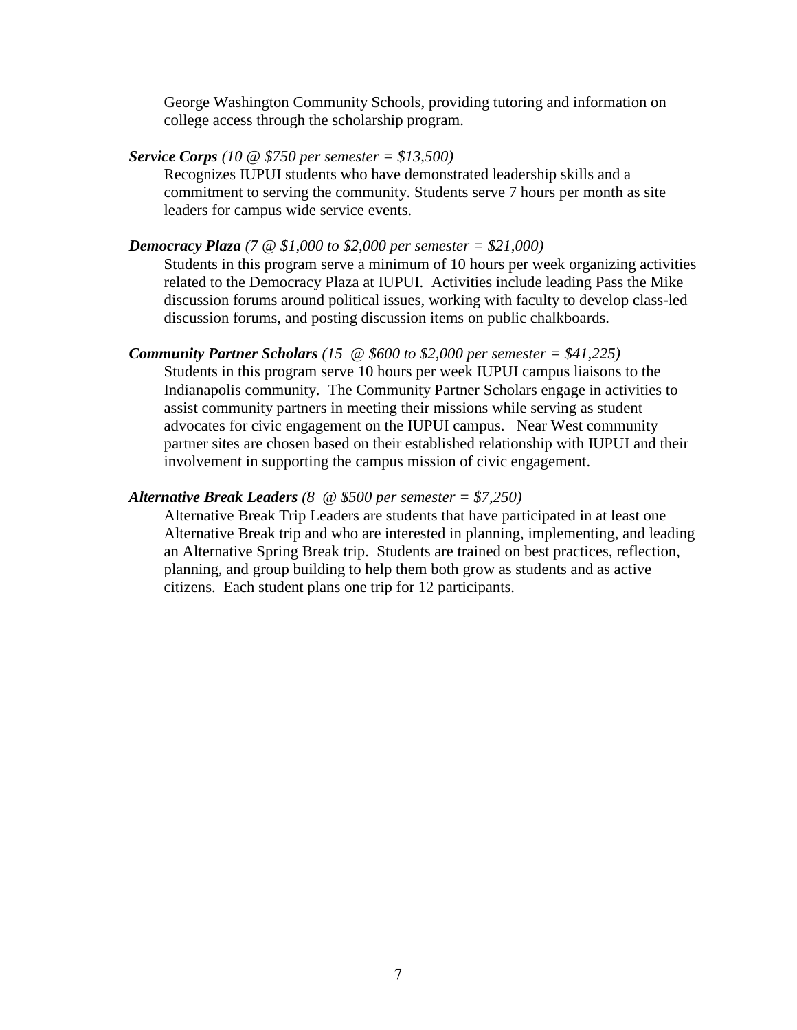George Washington Community Schools, providing tutoring and information on college access through the scholarship program.

***Service Corps*** *(10 @ $750 per semester = $13,500)*

Recognizes IUPUI students who have demonstrated leadership skills and a commitment to serving the community. Students serve 7 hours per month as site leaders for campus wide service events.

***Democracy Plaza*** *(7 @ $1,000 to $2,000 per semester = $21,000)*

Students in this program serve a minimum of 10 hours per week organizing activities related to the Democracy Plaza at IUPUI. Activities include leading Pass the Mike discussion forums around political issues, working with faculty to develop class-led discussion forums, and posting discussion items on public chalkboards.

***Community Partner Scholars*** *(15 @ $600 to $2,000 per semester = $41,225)*

Students in this program serve 10 hours per week IUPUI campus liaisons to the Indianapolis community. The Community Partner Scholars engage in activities to assist community partners in meeting their missions while serving as student advocates for civic engagement on the IUPUI campus. Near West community partner sites are chosen based on their established relationship with IUPUI and their involvement in supporting the campus mission of civic engagement.

***Alternative Break Leaders*** *(8 @ $500 per semester = $7,250)*

Alternative Break Trip Leaders are students that have participated in at least one Alternative Break trip and who are interested in planning, implementing, and leading an Alternative Spring Break trip. Students are trained on best practices, reflection, planning, and group building to help them both grow as students and as active citizens. Each student plans one trip for 12 participants.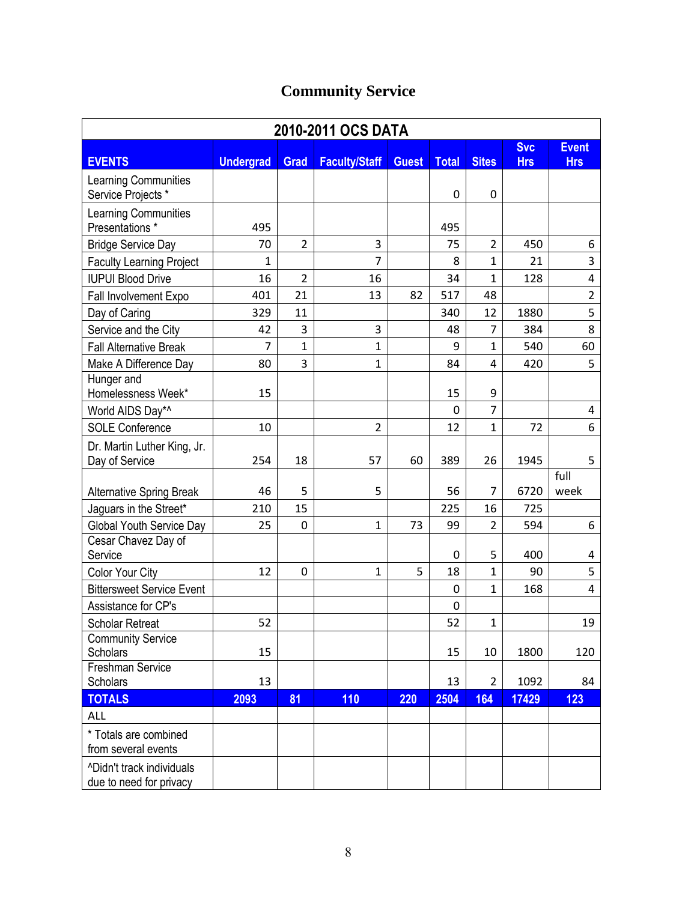# Community Service

| 2010-2011 OCS DATA | | | | | | | | |
|---|---|---|---|---|---|---|---|---|
| EVENTS | Undergrad | Grad | Faculty/Staff | Guest | Total | Sites | Svc Hrs | Event Hrs |
| Learning Communities Service Projects * | | | | | 0 | 0 | | |
| Learning Communities Presentations * | 495 | | | | 495 | | | |
| Bridge Service Day | 70 | 2 | 3 | | 75 | 2 | 450 | 6 |
| Faculty Learning Project | 1 | | 7 | | 8 | 1 | 21 | 3 |
| IUPUI Blood Drive | 16 | 2 | 16 | | 34 | 1 | 128 | 4 |
| Fall Involvement Expo | 401 | 21 | 13 | 82 | 517 | 48 | | 2 |
| Day of Caring | 329 | 11 | | | 340 | 12 | 1880 | 5 |
| Service and the City | 42 | 3 | 3 | | 48 | 7 | 384 | 8 |
| Fall Alternative Break | 7 | 1 | 1 | | 9 | 1 | 540 | 60 |
| Make A Difference Day | 80 | 3 | 1 | | 84 | 4 | 420 | 5 |
| Hunger and Homelessness Week* | 15 | | | | 15 | 9 | | |
| World AIDS Day*^ | | | | | 0 | 7 | | 4 |
| SOLE Conference | 10 | | 2 | | 12 | 1 | 72 | 6 |
| Dr. Martin Luther King, Jr. Day of Service | 254 | 18 | 57 | 60 | 389 | 26 | 1945 | 5 |
| Alternative Spring Break | 46 | 5 | 5 | | 56 | 7 | 6720 | full week |
| Jaguars in the Street* | 210 | 15 | | | 225 | 16 | 725 | |
| Global Youth Service Day | 25 | 0 | 1 | 73 | 99 | 2 | 594 | 6 |
| Cesar Chavez Day of Service | | | | | 0 | 5 | 400 | 4 |
| Color Your City | 12 | 0 | 1 | 5 | 18 | 1 | 90 | 5 |
| Bittersweet Service Event | | | | | 0 | 1 | 168 | 4 |
| Assistance for CP's | | | | | 0 | | | |
| Scholar Retreat | 52 | | | | 52 | 1 | | 19 |
| Community Service Scholars | 15 | | | | 15 | 10 | 1800 | 120 |
| Freshman Service Scholars | 13 | | | | 13 | 2 | 1092 | 84 |
| TOTALS | 2093 | 81 | 110 | 220 | 2504 | 164 | 17429 | 123 |
| ALL | | | | | | | | |
| * Totals are combined from several events | | | | | | | | |
| ^Didn't track individuals due to need for privacy | | | | | | | | |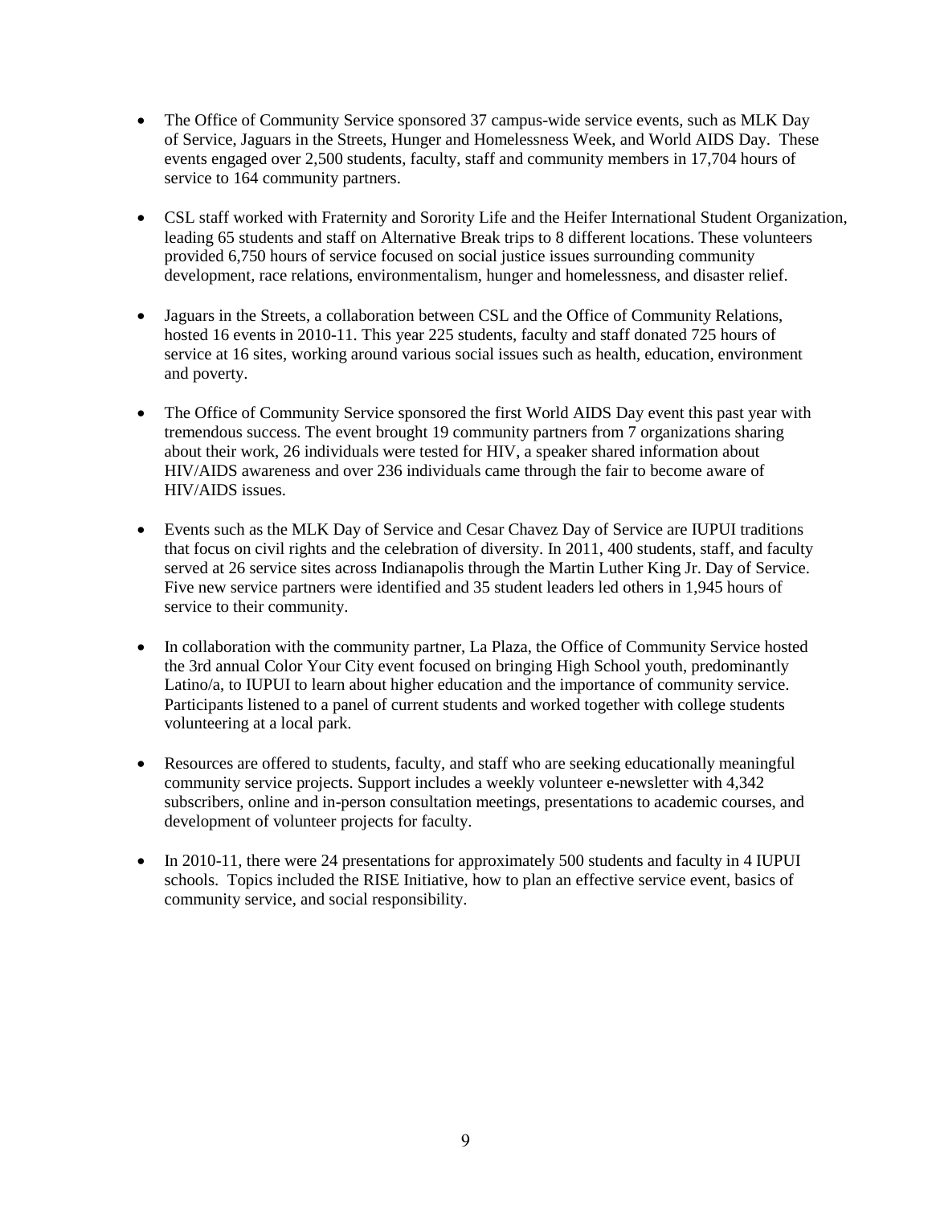- The Office of Community Service sponsored 37 campus-wide service events, such as MLK Day of Service, Jaguars in the Streets, Hunger and Homelessness Week, and World AIDS Day. These events engaged over 2,500 students, faculty, staff and community members in 17,704 hours of service to 164 community partners.

- CSL staff worked with Fraternity and Sorority Life and the Heifer International Student Organization, leading 65 students and staff on Alternative Break trips to 8 different locations. These volunteers provided 6,750 hours of service focused on social justice issues surrounding community development, race relations, environmentalism, hunger and homelessness, and disaster relief.

- Jaguars in the Streets, a collaboration between CSL and the Office of Community Relations, hosted 16 events in 2010-11. This year 225 students, faculty and staff donated 725 hours of service at 16 sites, working around various social issues such as health, education, environment and poverty.

- The Office of Community Service sponsored the first World AIDS Day event this past year with tremendous success. The event brought 19 community partners from 7 organizations sharing about their work, 26 individuals were tested for HIV, a speaker shared information about HIV/AIDS awareness and over 236 individuals came through the fair to become aware of HIV/AIDS issues.

- Events such as the MLK Day of Service and Cesar Chavez Day of Service are IUPUI traditions that focus on civil rights and the celebration of diversity. In 2011, 400 students, staff, and faculty served at 26 service sites across Indianapolis through the Martin Luther King Jr. Day of Service. Five new service partners were identified and 35 student leaders led others in 1,945 hours of service to their community.

- In collaboration with the community partner, La Plaza, the Office of Community Service hosted the 3rd annual Color Your City event focused on bringing High School youth, predominantly Latino/a, to IUPUI to learn about higher education and the importance of community service. Participants listened to a panel of current students and worked together with college students volunteering at a local park.

- Resources are offered to students, faculty, and staff who are seeking educationally meaningful community service projects. Support includes a weekly volunteer e-newsletter with 4,342 subscribers, online and in-person consultation meetings, presentations to academic courses, and development of volunteer projects for faculty.

- In 2010-11, there were 24 presentations for approximately 500 students and faculty in 4 IUPUI schools. Topics included the RISE Initiative, how to plan an effective service event, basics of community service, and social responsibility.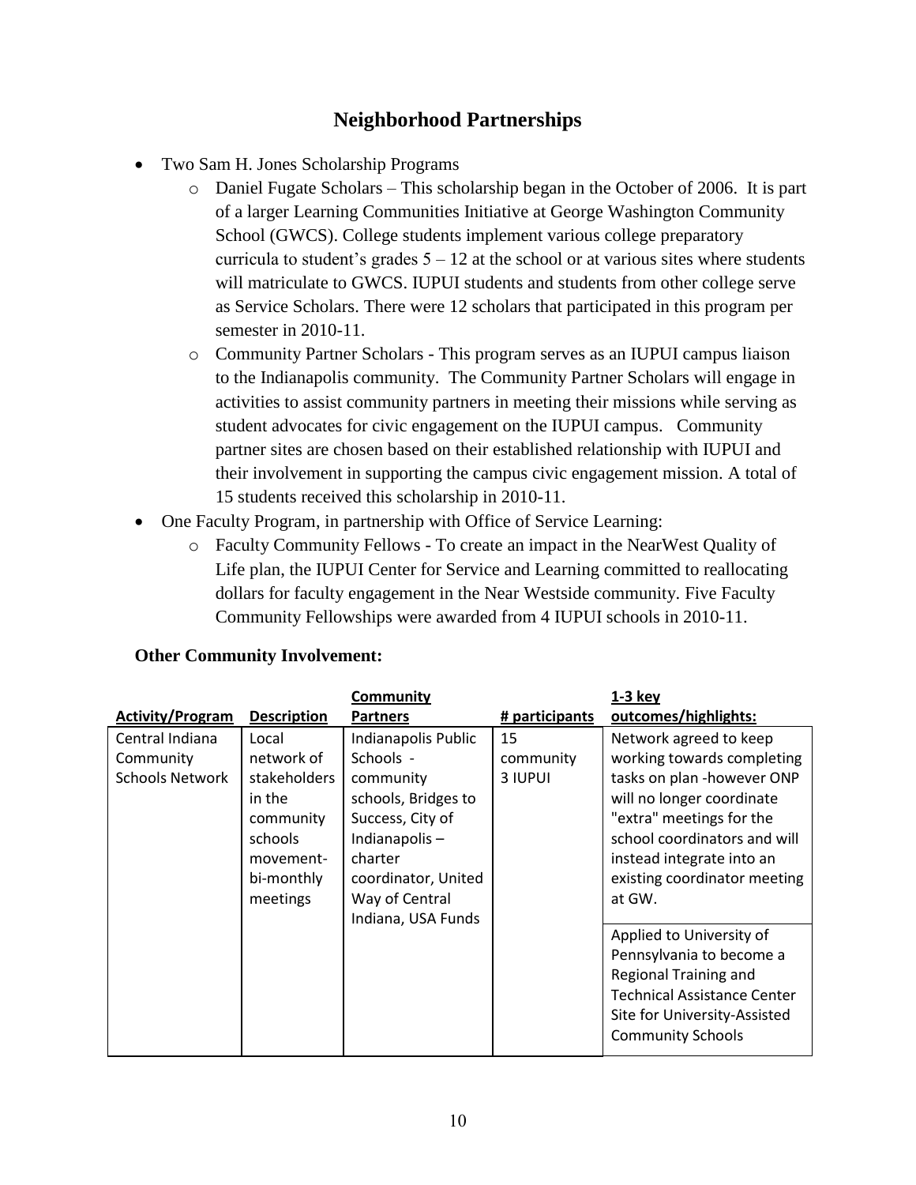# Neighborhood Partnerships

- Two Sam H. Jones Scholarship Programs
  - Daniel Fugate Scholars – This scholarship began in the October of 2006. It is part of a larger Learning Communities Initiative at George Washington Community School (GWCS). College students implement various college preparatory curricula to student's grades 5 – 12 at the school or at various sites where students will matriculate to GWCS. IUPUI students and students from other college serve as Service Scholars. There were 12 scholars that participated in this program per semester in 2010-11.
  - Community Partner Scholars - This program serves as an IUPUI campus liaison to the Indianapolis community. The Community Partner Scholars will engage in activities to assist community partners in meeting their missions while serving as student advocates for civic engagement on the IUPUI campus. Community partner sites are chosen based on their established relationship with IUPUI and their involvement in supporting the campus civic engagement mission. A total of 15 students received this scholarship in 2010-11.
- One Faculty Program, in partnership with Office of Service Learning:
  - Faculty Community Fellows - To create an impact in the NearWest Quality of Life plan, the IUPUI Center for Service and Learning committed to reallocating dollars for faculty engagement in the Near Westside community. Five Faculty Community Fellowships were awarded from 4 IUPUI schools in 2010-11.

**Other Community Involvement:**

| Activity/Program | Description | Community Partners | # participants | 1-3 key outcomes/highlights: |
|---|---|---|---|---|
| Central Indiana Community Schools Network | Local network of stakeholders in the community schools movement- bi-monthly meetings | Indianapolis Public Schools - community schools, Bridges to Success, City of Indianapolis – charter coordinator, United Way of Central Indiana, USA Funds | 15 community<br>3 IUPUI | Network agreed to keep working towards completing tasks on plan -however ONP will no longer coordinate "extra" meetings for the school coordinators and will instead integrate into an existing coordinator meeting at GW. |
| | | | | Applied to University of Pennsylvania to become a Regional Training and Technical Assistance Center Site for University-Assisted Community Schools |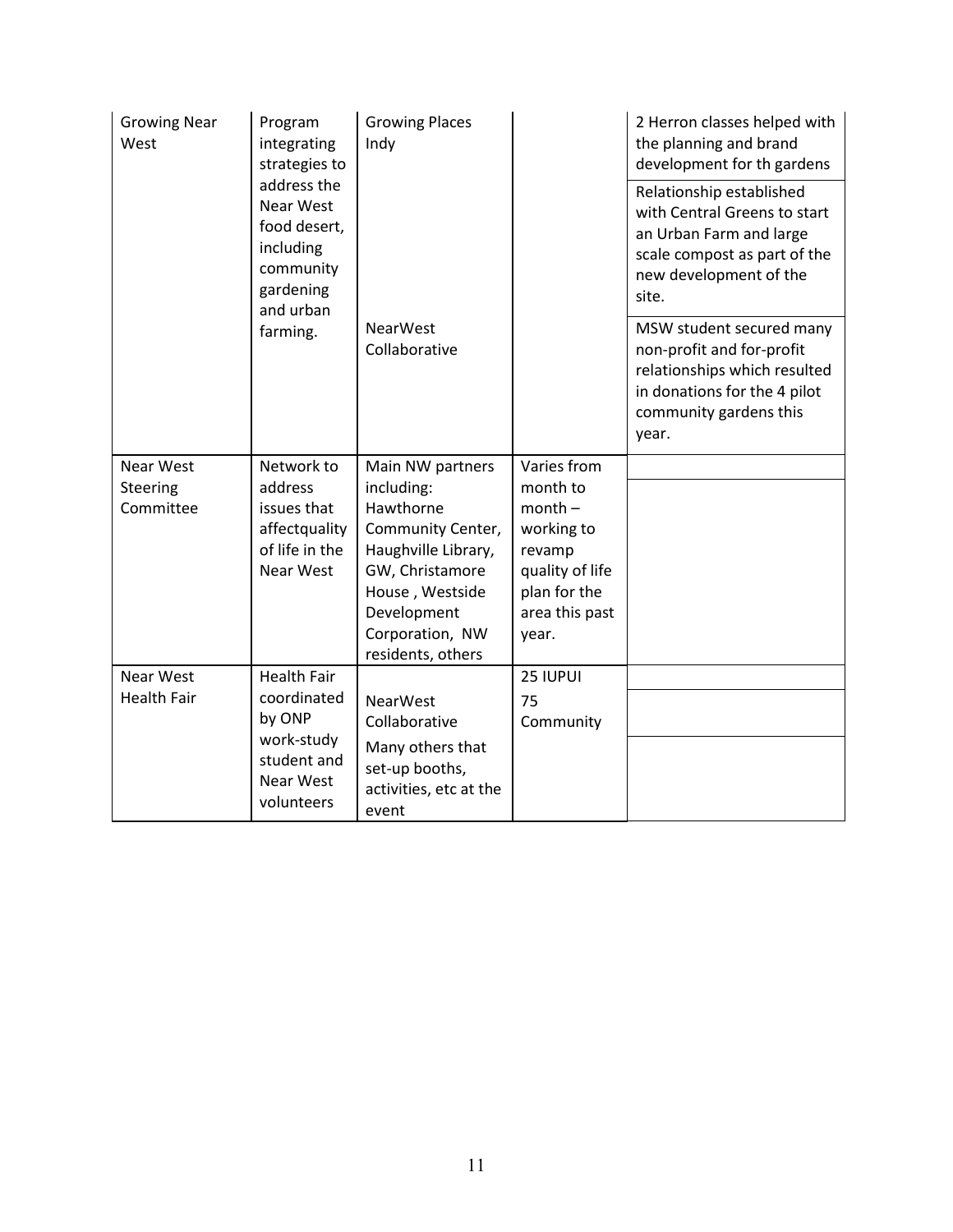| Growing Near West | Program integrating strategies to address the Near West food desert, including community gardening and urban farming. | Growing Places Indy | | 2 Herron classes helped with the planning and brand development for th gardens |
|---|---|---|---|---|
| | | | | Relationship established with Central Greens to start an Urban Farm and large scale compost as part of the new development of the site. |
| | | NearWest Collaborative | | MSW student secured many non-profit and for-profit relationships which resulted in donations for the 4 pilot community gardens this year. |
| Near West Steering Committee | Network to address issues that affectquality of life in the Near West | Main NW partners including: Hawthorne Community Center, Haughville Library, GW, Christamore House , Westside Development Corporation, NW residents, others | Varies from month to month – working to revamp quality of life plan for the area this past year. | |
| Near West Health Fair | Health Fair coordinated by ONP work-study student and Near West volunteers | NearWest Collaborative<br>Many others that set-up booths, activities, etc at the event | 25 IUPUI<br>75 Community | |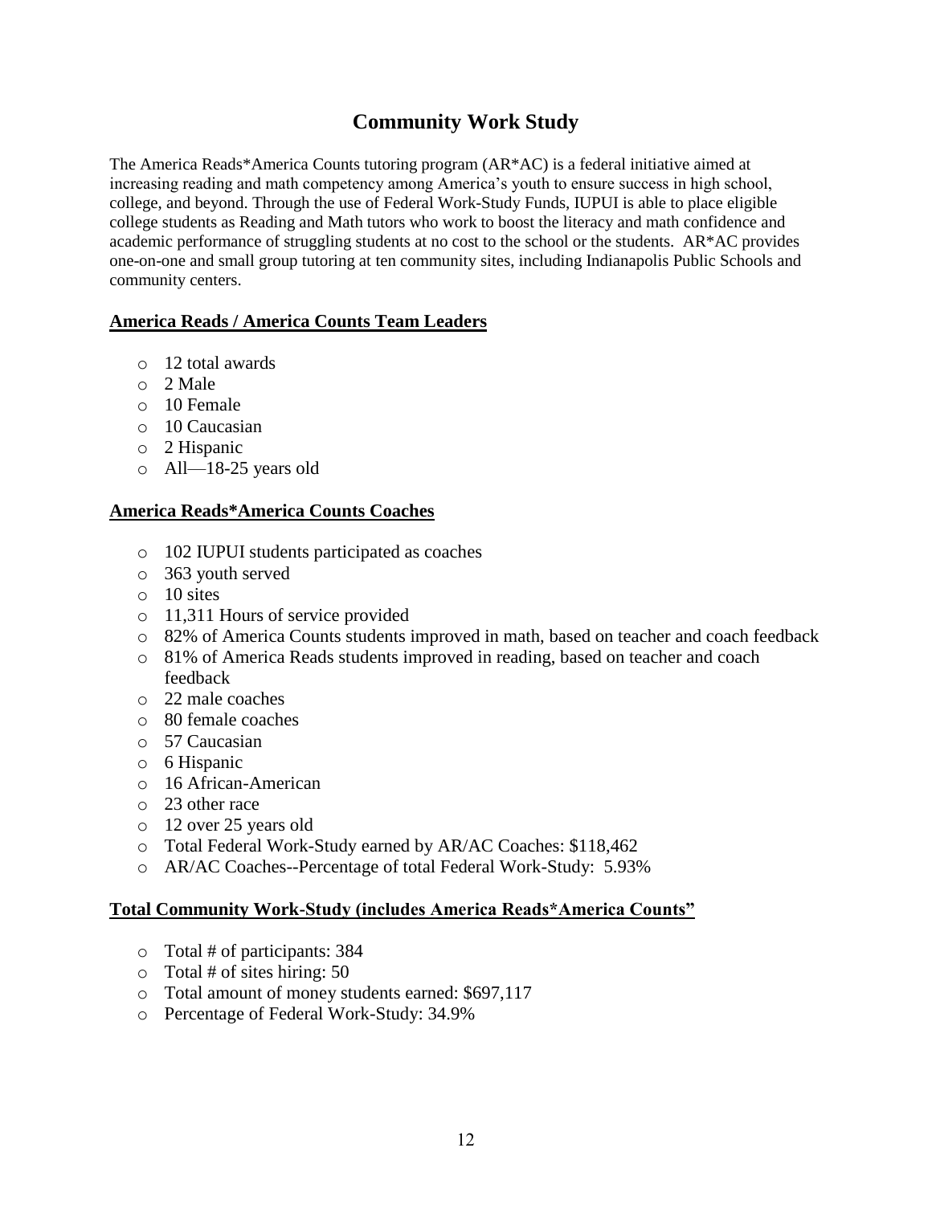# Community Work Study

The America Reads*America Counts tutoring program (AR*AC) is a federal initiative aimed at increasing reading and math competency among America's youth to ensure success in high school, college, and beyond. Through the use of Federal Work-Study Funds, IUPUI is able to place eligible college students as Reading and Math tutors who work to boost the literacy and math confidence and academic performance of struggling students at no cost to the school or the students. AR*AC provides one-on-one and small group tutoring at ten community sites, including Indianapolis Public Schools and community centers.

## America Reads / America Counts Team Leaders

- 12 total awards
- 2 Male
- 10 Female
- 10 Caucasian
- 2 Hispanic
- All—18-25 years old

## America Reads*America Counts Coaches

- 102 IUPUI students participated as coaches
- 363 youth served
- 10 sites
- 11,311 Hours of service provided
- 82% of America Counts students improved in math, based on teacher and coach feedback
- 81% of America Reads students improved in reading, based on teacher and coach feedback
- 22 male coaches
- 80 female coaches
- 57 Caucasian
- 6 Hispanic
- 16 African-American
- 23 other race
- 12 over 25 years old
- Total Federal Work-Study earned by AR/AC Coaches: $118,462
- AR/AC Coaches--Percentage of total Federal Work-Study: 5.93%

## Total Community Work-Study (includes America Reads*America Counts"

- Total # of participants: 384
- Total # of sites hiring: 50
- Total amount of money students earned: $697,117
- Percentage of Federal Work-Study: 34.9%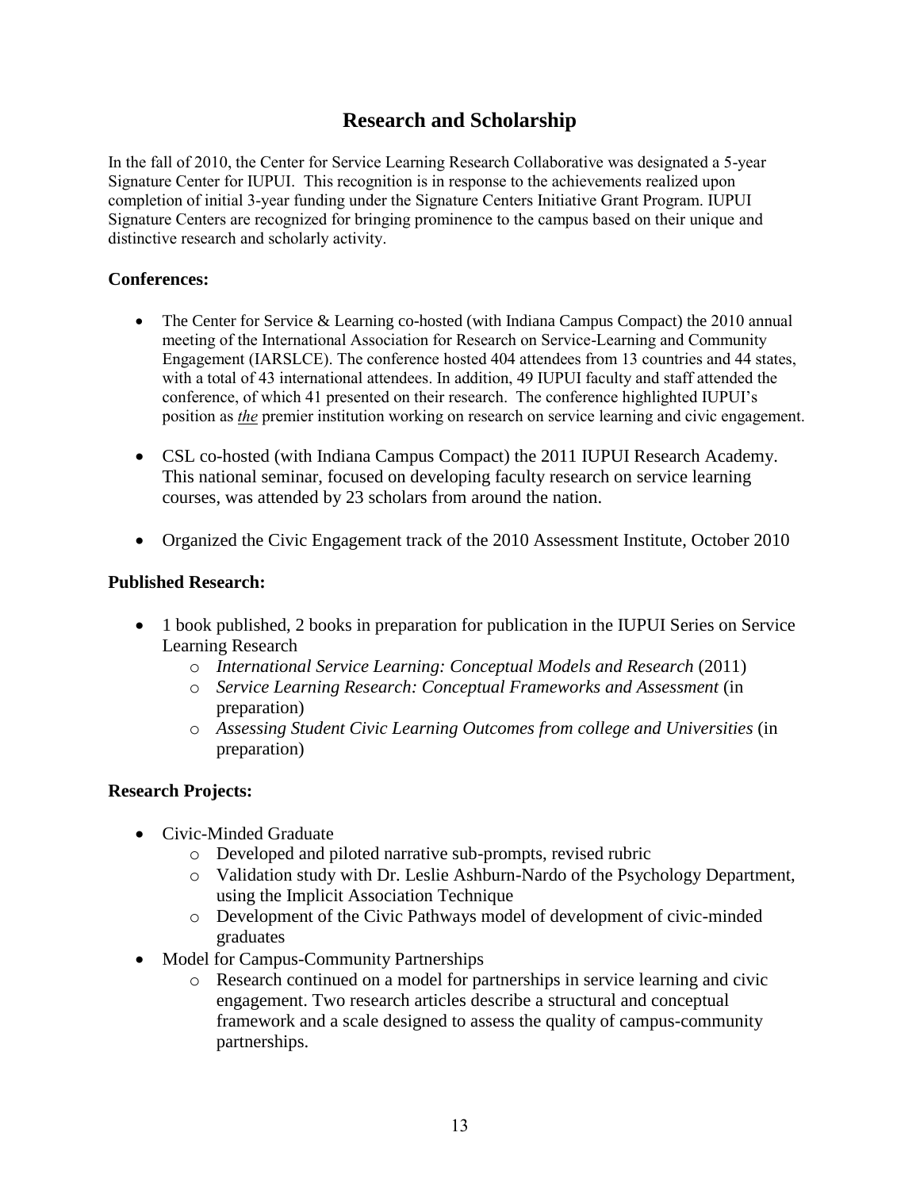## Research and Scholarship

In the fall of 2010, the Center for Service Learning Research Collaborative was designated a 5-year Signature Center for IUPUI. This recognition is in response to the achievements realized upon completion of initial 3-year funding under the Signature Centers Initiative Grant Program. IUPUI Signature Centers are recognized for bringing prominence to the campus based on their unique and distinctive research and scholarly activity.

### Conferences:

- The Center for Service & Learning co-hosted (with Indiana Campus Compact) the 2010 annual meeting of the International Association for Research on Service-Learning and Community Engagement (IARSLCE). The conference hosted 404 attendees from 13 countries and 44 states, with a total of 43 international attendees. In addition, 49 IUPUI faculty and staff attended the conference, of which 41 presented on their research. The conference highlighted IUPUI's position as ***the*** premier institution working on research on service learning and civic engagement.
- CSL co-hosted (with Indiana Campus Compact) the 2011 IUPUI Research Academy. This national seminar, focused on developing faculty research on service learning courses, was attended by 23 scholars from around the nation.
- Organized the Civic Engagement track of the 2010 Assessment Institute, October 2010

### Published Research:

- 1 book published, 2 books in preparation for publication in the IUPUI Series on Service Learning Research
    - *International Service Learning: Conceptual Models and Research* (2011)
    - *Service Learning Research: Conceptual Frameworks and Assessment* (in preparation)
    - *Assessing Student Civic Learning Outcomes from college and Universities* (in preparation)

### Research Projects:

- Civic-Minded Graduate
    - Developed and piloted narrative sub-prompts, revised rubric
    - Validation study with Dr. Leslie Ashburn-Nardo of the Psychology Department, using the Implicit Association Technique
    - Development of the Civic Pathways model of development of civic-minded graduates
- Model for Campus-Community Partnerships
    - Research continued on a model for partnerships in service learning and civic engagement. Two research articles describe a structural and conceptual framework and a scale designed to assess the quality of campus-community partnerships.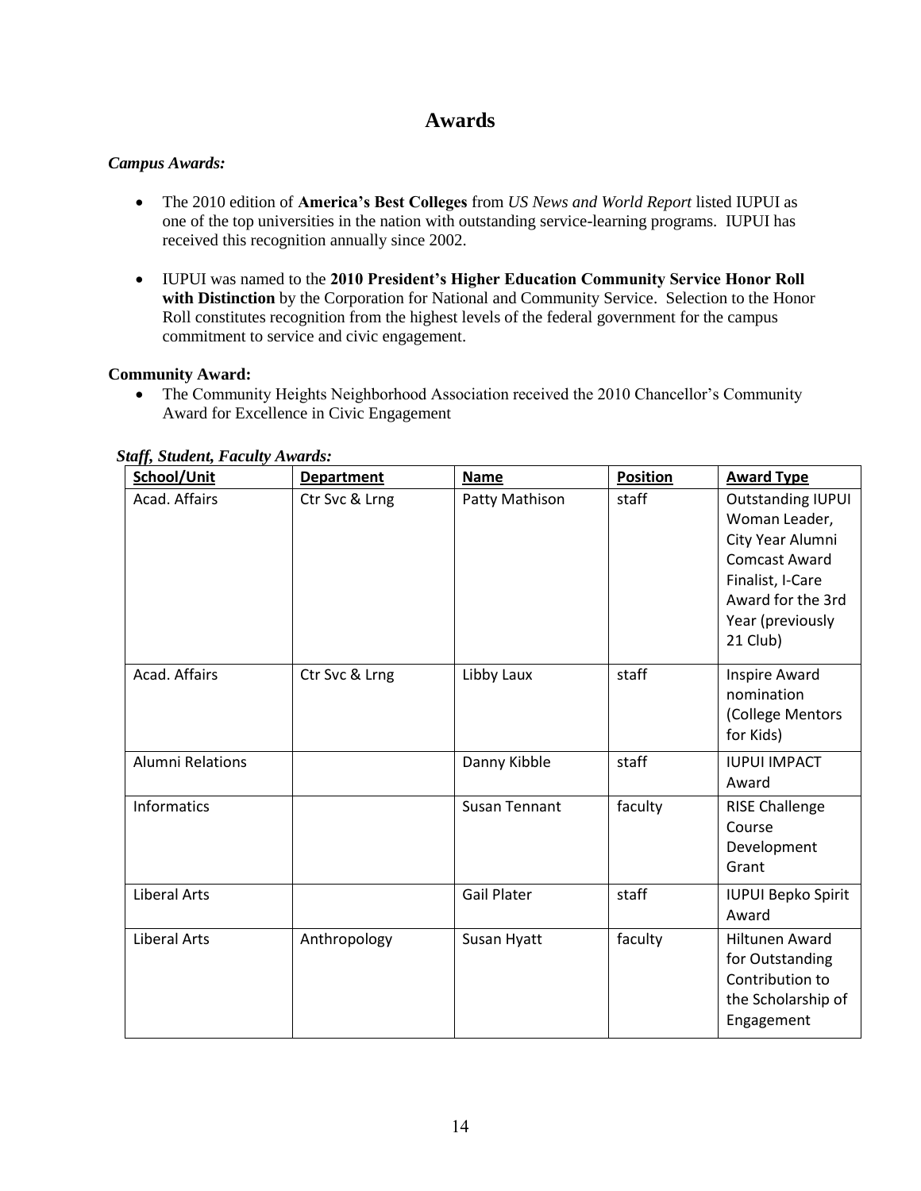# Awards

***Campus Awards:***

- The 2010 edition of **America's Best Colleges** from *US News and World Report* listed IUPUI as one of the top universities in the nation with outstanding service-learning programs. IUPUI has received this recognition annually since 2002.

- IUPUI was named to the **2010 President's Higher Education Community Service Honor Roll with Distinction** by the Corporation for National and Community Service. Selection to the Honor Roll constitutes recognition from the highest levels of the federal government for the campus commitment to service and civic engagement.

**Community Award:**

- The Community Heights Neighborhood Association received the 2010 Chancellor's Community Award for Excellence in Civic Engagement

***Staff, Student, Faculty Awards:***

| School/Unit | Department | Name | Position | Award Type |
|---|---|---|---|---|
| Acad. Affairs | Ctr Svc & Lrng | Patty Mathison | staff | Outstanding IUPUI Woman Leader, City Year Alumni Comcast Award Finalist, I-Care Award for the 3rd Year (previously 21 Club) |
| Acad. Affairs | Ctr Svc & Lrng | Libby Laux | staff | Inspire Award nomination (College Mentors for Kids) |
| Alumni Relations | | Danny Kibble | staff | IUPUI IMPACT Award |
| Informatics | | Susan Tennant | faculty | RISE Challenge Course Development Grant |
| Liberal Arts | | Gail Plater | staff | IUPUI Bepko Spirit Award |
| Liberal Arts | Anthropology | Susan Hyatt | faculty | Hiltunen Award for Outstanding Contribution to the Scholarship of Engagement |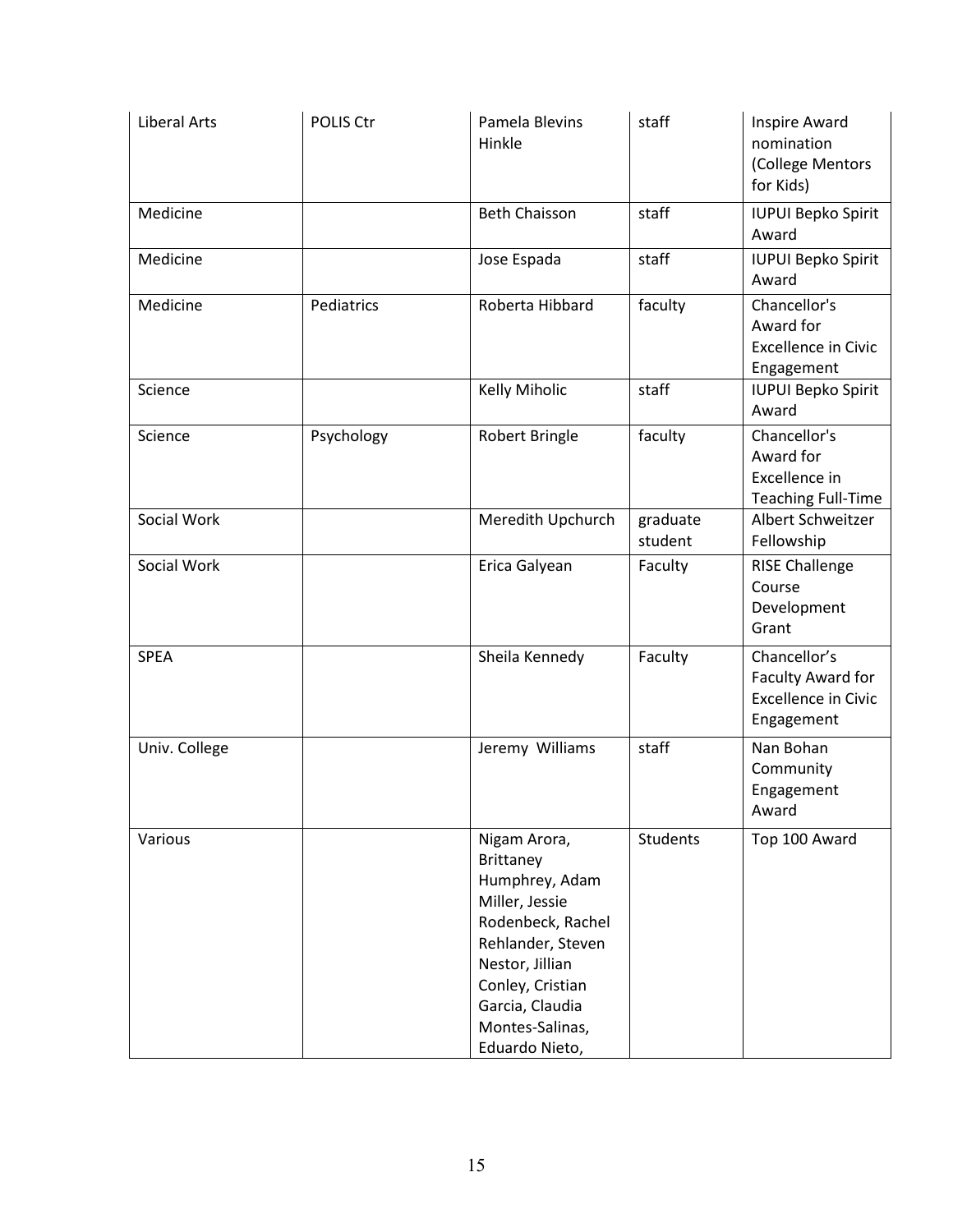| Liberal Arts | POLIS Ctr | Pamela Blevins Hinkle | staff | Inspire Award nomination (College Mentors for Kids) |
|---|---|---|---|---|
| Medicine | | Beth Chaisson | staff | IUPUI Bepko Spirit Award |
| Medicine | | Jose Espada | staff | IUPUI Bepko Spirit Award |
| Medicine | Pediatrics | Roberta Hibbard | faculty | Chancellor's Award for Excellence in Civic Engagement |
| Science | | Kelly Miholic | staff | IUPUI Bepko Spirit Award |
| Science | Psychology | Robert Bringle | faculty | Chancellor's Award for Excellence in Teaching Full-Time |
| Social Work | | Meredith Upchurch | graduate student | Albert Schweitzer Fellowship |
| Social Work | | Erica Galyean | Faculty | RISE Challenge Course Development Grant |
| SPEA | | Sheila Kennedy | Faculty | Chancellor's Faculty Award for Excellence in Civic Engagement |
| Univ. College | | Jeremy Williams | staff | Nan Bohan Community Engagement Award |
| Various | | Nigam Arora, Brittaney Humphrey, Adam Miller, Jessie Rodenbeck, Rachel Rehlander, Steven Nestor, Jillian Conley, Cristian Garcia, Claudia Montes-Salinas, Eduardo Nieto, | Students | Top 100 Award |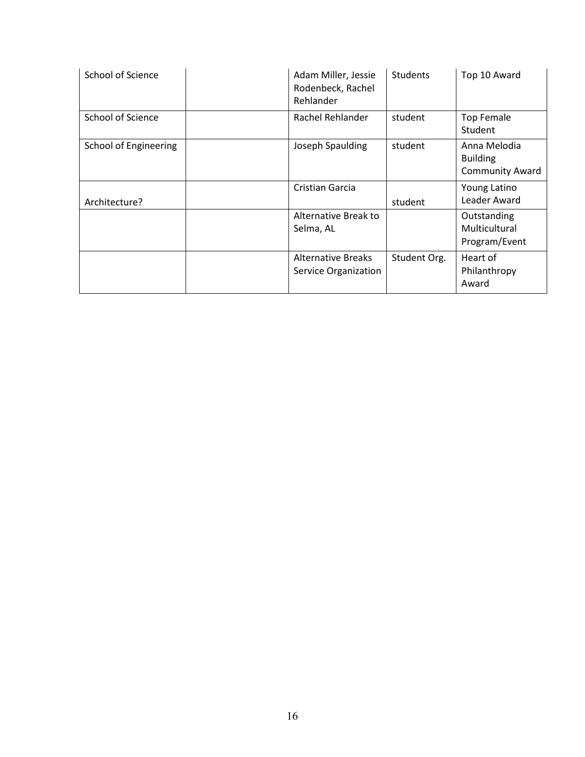| | | | | |
|---|---|---|---|---|
| School of Science | | Adam Miller, Jessie Rodenbeck, Rachel Rehlander | Students | Top 10 Award |
| School of Science | | Rachel Rehlander | student | Top Female Student |
| School of Engineering | | Joseph Spaulding | student | Anna Melodia Building Community Award |
| Architecture? | | Cristian Garcia | student | Young Latino Leader Award |
| | | Alternative Break to Selma, AL | | Outstanding Multicultural Program/Event |
| | | Alternative Breaks Service Organization | Student Org. | Heart of Philanthropy Award |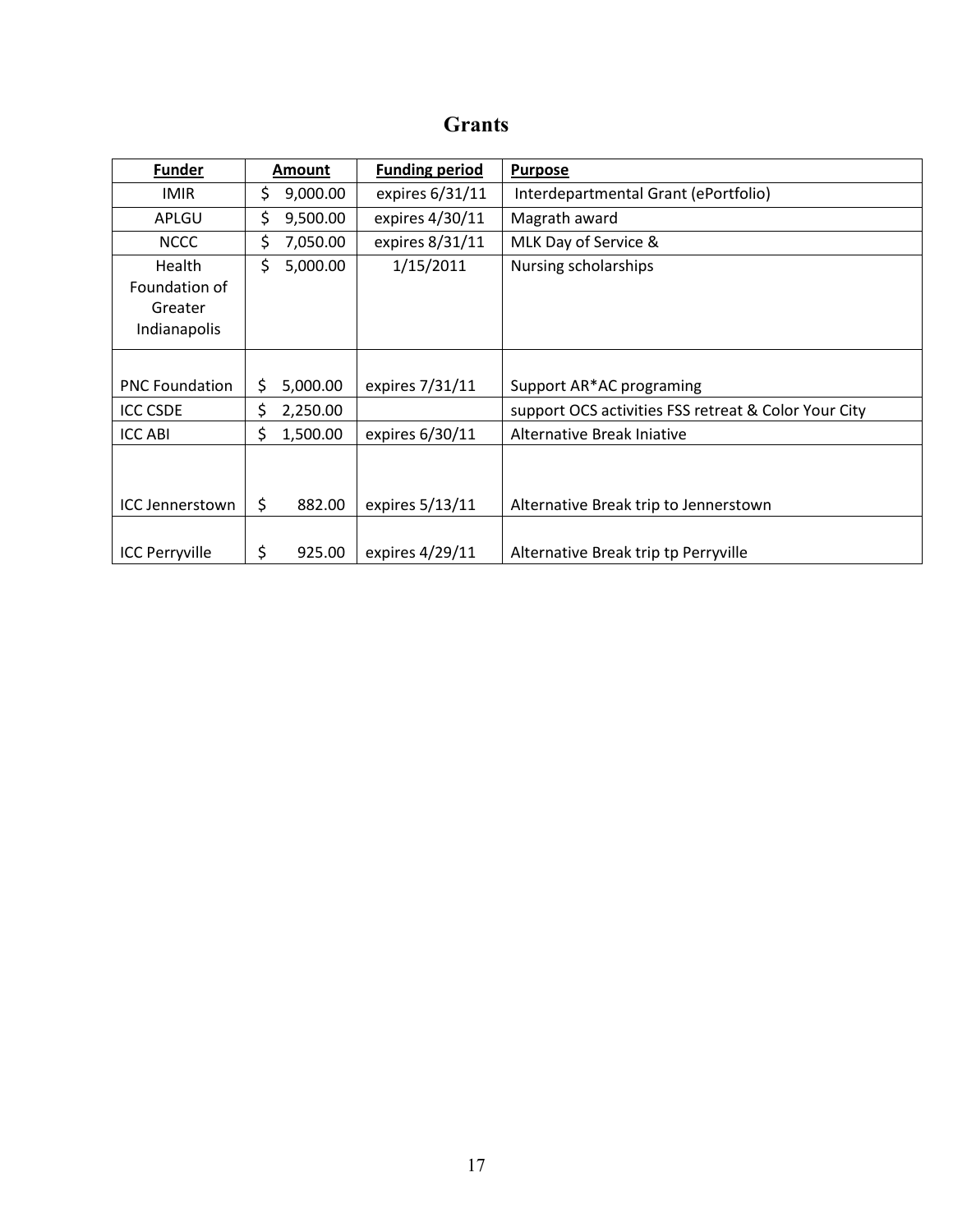# Grants

| Funder | Amount | Funding period | Purpose |
|---|---|---|---|
| IMIR | $ 9,000.00 | expires 6/31/11 | Interdepartmental Grant (ePortfolio) |
| APLGU | $ 9,500.00 | expires 4/30/11 | Magrath award |
| NCCC | $ 7,050.00 | expires 8/31/11 | MLK Day of Service & |
| Health Foundation of Greater Indianapolis | $ 5,000.00 | 1/15/2011 | Nursing scholarships |
| PNC Foundation | $ 5,000.00 | expires 7/31/11 | Support AR*AC programing |
| ICC CSDE | $ 2,250.00 | | support OCS activities FSS retreat & Color Your City |
| ICC ABI | $ 1,500.00 | expires 6/30/11 | Alternative Break Iniative |
| ICC Jennerstown | $ 882.00 | expires 5/13/11 | Alternative Break trip to Jennerstown |
| ICC Perryville | $ 925.00 | expires 4/29/11 | Alternative Break trip tp Perryville |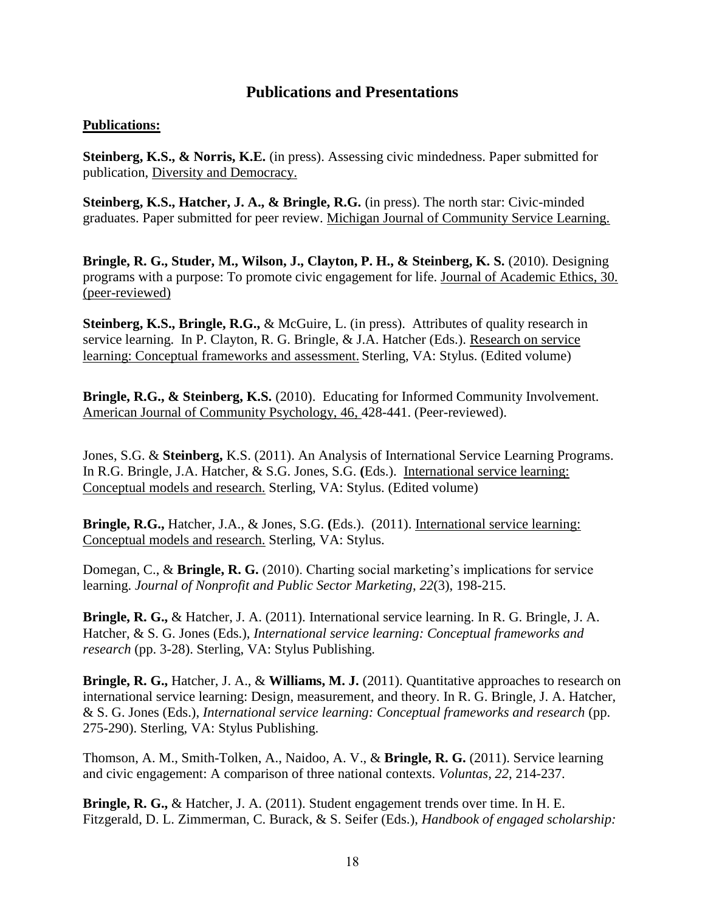# Publications and Presentations

## Publications:

**Steinberg, K.S., & Norris, K.E.** (in press). Assessing civic mindedness. Paper submitted for publication, <u>Diversity and Democracy.</u>

**Steinberg, K.S., Hatcher, J. A., & Bringle, R.G.** (in press). The north star: Civic-minded graduates. Paper submitted for peer review. <u>Michigan Journal of Community Service Learning.</u>

**Bringle, R. G., Studer, M., Wilson, J., Clayton, P. H., & Steinberg, K. S.** (2010). Designing programs with a purpose: To promote civic engagement for life. <u>Journal of Academic Ethics, 30. (peer-reviewed)</u>

**Steinberg, K.S., Bringle, R.G.,** & McGuire, L. (in press). Attributes of quality research in service learning. In P. Clayton, R. G. Bringle, & J.A. Hatcher (Eds.). <u>Research on service learning: Conceptual frameworks and assessment.</u> Sterling, VA: Stylus. (Edited volume)

**Bringle, R.G., & Steinberg, K.S.** (2010). Educating for Informed Community Involvement. <u>American Journal of Community Psychology, 46,</u> 428-441. (Peer-reviewed).

Jones, S.G. & **Steinberg,** K.S. (2011). An Analysis of International Service Learning Programs. In R.G. Bringle, J.A. Hatcher, & S.G. Jones, S.G. **(**Eds.). <u>International service learning: Conceptual models and research.</u> Sterling, VA: Stylus. (Edited volume)

**Bringle, R.G.,** Hatcher, J.A., & Jones, S.G. **(**Eds.). (2011). <u>International service learning: Conceptual models and research.</u> Sterling, VA: Stylus.

Domegan, C., & **Bringle, R. G.** (2010). Charting social marketing's implications for service learning. *Journal of Nonprofit and Public Sector Marketing*, *22*(3), 198-215.

**Bringle, R. G.,** & Hatcher, J. A. (2011). International service learning. In R. G. Bringle, J. A. Hatcher, & S. G. Jones (Eds.), *International service learning: Conceptual frameworks and research* (pp. 3-28). Sterling, VA: Stylus Publishing.

**Bringle, R. G.,** Hatcher, J. A., & **Williams, M. J.** (2011). Quantitative approaches to research on international service learning: Design, measurement, and theory. In R. G. Bringle, J. A. Hatcher, & S. G. Jones (Eds.), *International service learning: Conceptual frameworks and research* (pp. 275-290). Sterling, VA: Stylus Publishing.

Thomson, A. M., Smith-Tolken, A., Naidoo, A. V., & **Bringle, R. G.** (2011). Service learning and civic engagement: A comparison of three national contexts. *Voluntas, 22*, 214-237.

**Bringle, R. G.,** & Hatcher, J. A. (2011). Student engagement trends over time. In H. E. Fitzgerald, D. L. Zimmerman, C. Burack, & S. Seifer (Eds.), *Handbook of engaged scholarship:*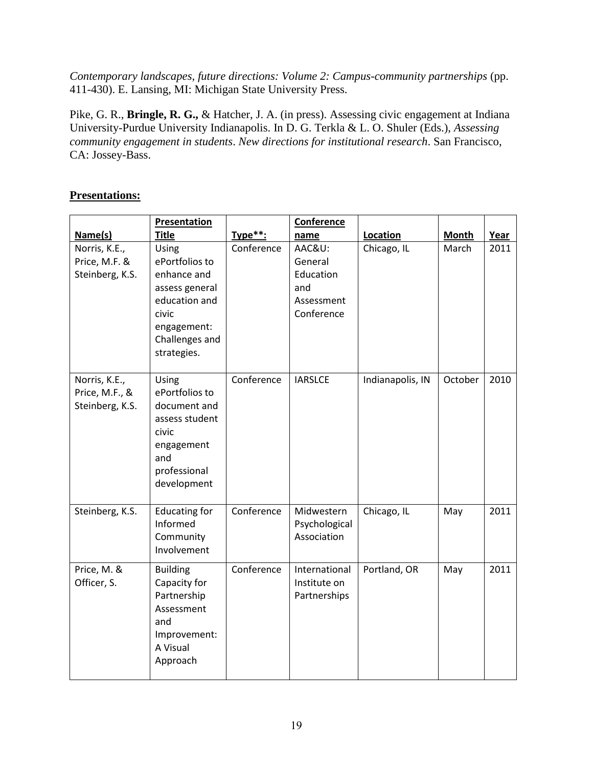*Contemporary landscapes, future directions: Volume 2: Campus-community partnerships* (pp. 411-430). E. Lansing, MI: Michigan State University Press.

Pike, G. R., **Bringle, R. G.,** & Hatcher, J. A. (in press). Assessing civic engagement at Indiana University-Purdue University Indianapolis. In D. G. Terkla & L. O. Shuler (Eds.), *Assessing community engagement in students*. *New directions for institutional research*. San Francisco, CA: Jossey-Bass.

## Presentations:

| Name(s) | Presentation Title | Type**: | Conference name | Location | Month | Year |
|---|---|---|---|---|---|---|
| Norris, K.E., Price, M.F. & Steinberg, K.S. | Using ePortfolios to enhance and assess general education and civic engagement: Challenges and strategies. | Conference | AAC&U: General Education and Assessment Conference | Chicago, IL | March | 2011 |
| Norris, K.E., Price, M.F., & Steinberg, K.S. | Using ePortfolios to document and assess student civic engagement and professional development | Conference | IARSLCE | Indianapolis, IN | October | 2010 |
| Steinberg, K.S. | Educating for Informed Community Involvement | Conference | Midwestern Psychological Association | Chicago, IL | May | 2011 |
| Price, M. & Officer, S. | Building Capacity for Partnership Assessment and Improvement: A Visual Approach | Conference | International Institute on Partnerships | Portland, OR | May | 2011 |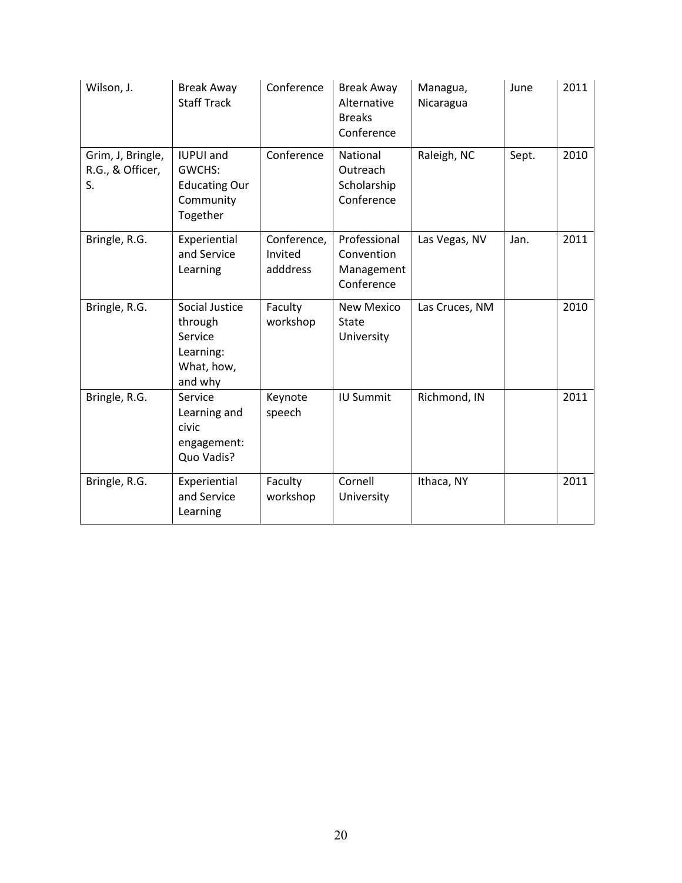| | | | | | | |
|---|---|---|---|---|---|---|
| Wilson, J. | Break Away Staff Track | Conference | Break Away Alternative Breaks Conference | Managua, Nicaragua | June | 2011 |
| Grim, J, Bringle, R.G., & Officer, S. | IUPUI and GWCHS: Educating Our Community Together | Conference | National Outreach Scholarship Conference | Raleigh, NC | Sept. | 2010 |
| Bringle, R.G. | Experiential and Service Learning | Conference, Invited adddress | Professional Convention Management Conference | Las Vegas, NV | Jan. | 2011 |
| Bringle, R.G. | Social Justice through Service Learning: What, how, and why | Faculty workshop | New Mexico State University | Las Cruces, NM | | 2010 |
| Bringle, R.G. | Service Learning and civic engagement: Quo Vadis? | Keynote speech | IU Summit | Richmond, IN | | 2011 |
| Bringle, R.G. | Experiential and Service Learning | Faculty workshop | Cornell University | Ithaca, NY | | 2011 |